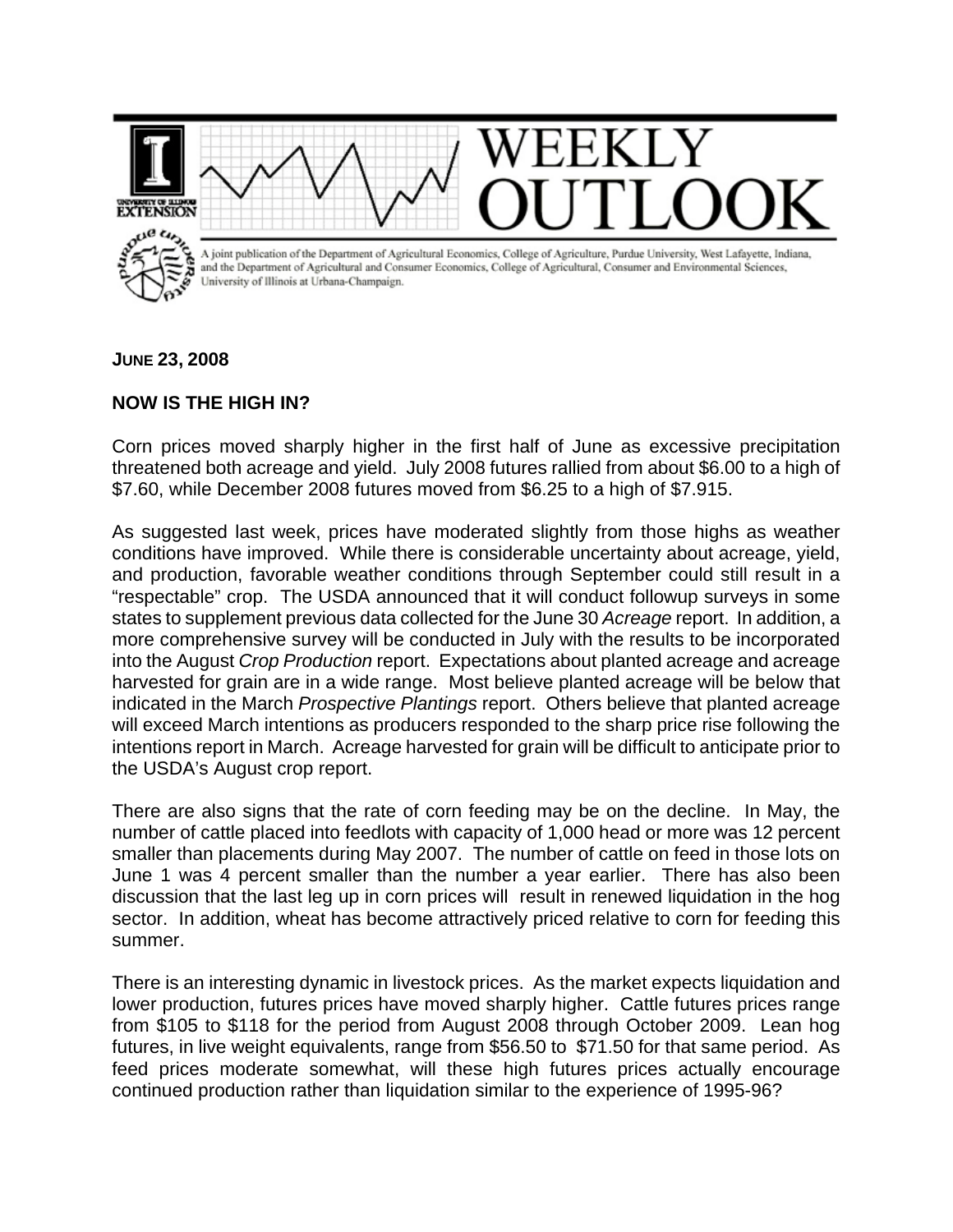# WEEKLY OUTLOOK

A joint publication of the Department of Agricultural Economics, College of Agriculture, Purdue University, West Lafayette, Indiana, and the Department of Agricultural and Consumer Economics, College of Agricultural, Consumer and Environmental Sciences, University of Illinois at Urbana-Champaign.

**JUNE 23, 2008**

## NOW IS THE HIGH IN?

Corn prices moved sharply higher in the first half of June as excessive precipitation threatened both acreage and yield. July 2008 futures rallied from about $6.00 to a high of $7.60, while December 2008 futures moved from $6.25 to a high of $7.915.

As suggested last week, prices have moderated slightly from those highs as weather conditions have improved. While there is considerable uncertainty about acreage, yield, and production, favorable weather conditions through September could still result in a "respectable" crop. The USDA announced that it will conduct followup surveys in some states to supplement previous data collected for the June 30 *Acreage* report. In addition, a more comprehensive survey will be conducted in July with the results to be incorporated into the August *Crop Production* report. Expectations about planted acreage and acreage harvested for grain are in a wide range. Most believe planted acreage will be below that indicated in the March *Prospective Plantings* report. Others believe that planted acreage will exceed March intentions as producers responded to the sharp price rise following the intentions report in March. Acreage harvested for grain will be difficult to anticipate prior to the USDA's August crop report.

There are also signs that the rate of corn feeding may be on the decline. In May, the number of cattle placed into feedlots with capacity of 1,000 head or more was 12 percent smaller than placements during May 2007. The number of cattle on feed in those lots on June 1 was 4 percent smaller than the number a year earlier. There has also been discussion that the last leg up in corn prices will result in renewed liquidation in the hog sector. In addition, wheat has become attractively priced relative to corn for feeding this summer.

There is an interesting dynamic in livestock prices. As the market expects liquidation and lower production, futures prices have moved sharply higher. Cattle futures prices range from $105 to $118 for the period from August 2008 through October 2009. Lean hog futures, in live weight equivalents, range from $56.50 to $71.50 for that same period. As feed prices moderate somewhat, will these high futures prices actually encourage continued production rather than liquidation similar to the experience of 1995-96?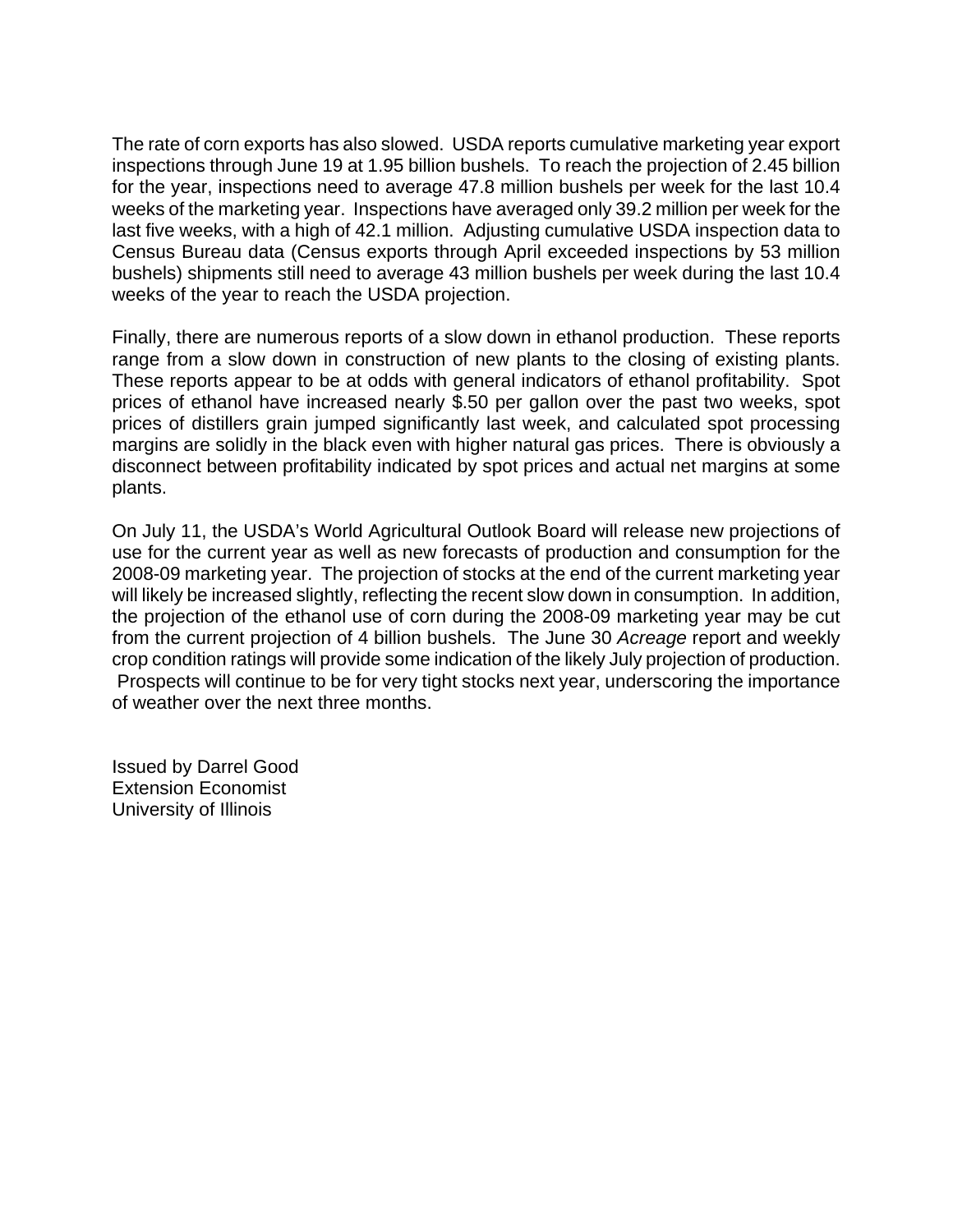The rate of corn exports has also slowed. USDA reports cumulative marketing year export inspections through June 19 at 1.95 billion bushels. To reach the projection of 2.45 billion for the year, inspections need to average 47.8 million bushels per week for the last 10.4 weeks of the marketing year. Inspections have averaged only 39.2 million per week for the last five weeks, with a high of 42.1 million. Adjusting cumulative USDA inspection data to Census Bureau data (Census exports through April exceeded inspections by 53 million bushels) shipments still need to average 43 million bushels per week during the last 10.4 weeks of the year to reach the USDA projection.

Finally, there are numerous reports of a slow down in ethanol production. These reports range from a slow down in construction of new plants to the closing of existing plants. These reports appear to be at odds with general indicators of ethanol profitability. Spot prices of ethanol have increased nearly $.50 per gallon over the past two weeks, spot prices of distillers grain jumped significantly last week, and calculated spot processing margins are solidly in the black even with higher natural gas prices. There is obviously a disconnect between profitability indicated by spot prices and actual net margins at some plants.

On July 11, the USDA's World Agricultural Outlook Board will release new projections of use for the current year as well as new forecasts of production and consumption for the 2008-09 marketing year. The projection of stocks at the end of the current marketing year will likely be increased slightly, reflecting the recent slow down in consumption. In addition, the projection of the ethanol use of corn during the 2008-09 marketing year may be cut from the current projection of 4 billion bushels. The June 30 *Acreage* report and weekly crop condition ratings will provide some indication of the likely July projection of production. Prospects will continue to be for very tight stocks next year, underscoring the importance of weather over the next three months.

Issued by Darrel Good
Extension Economist
University of Illinois